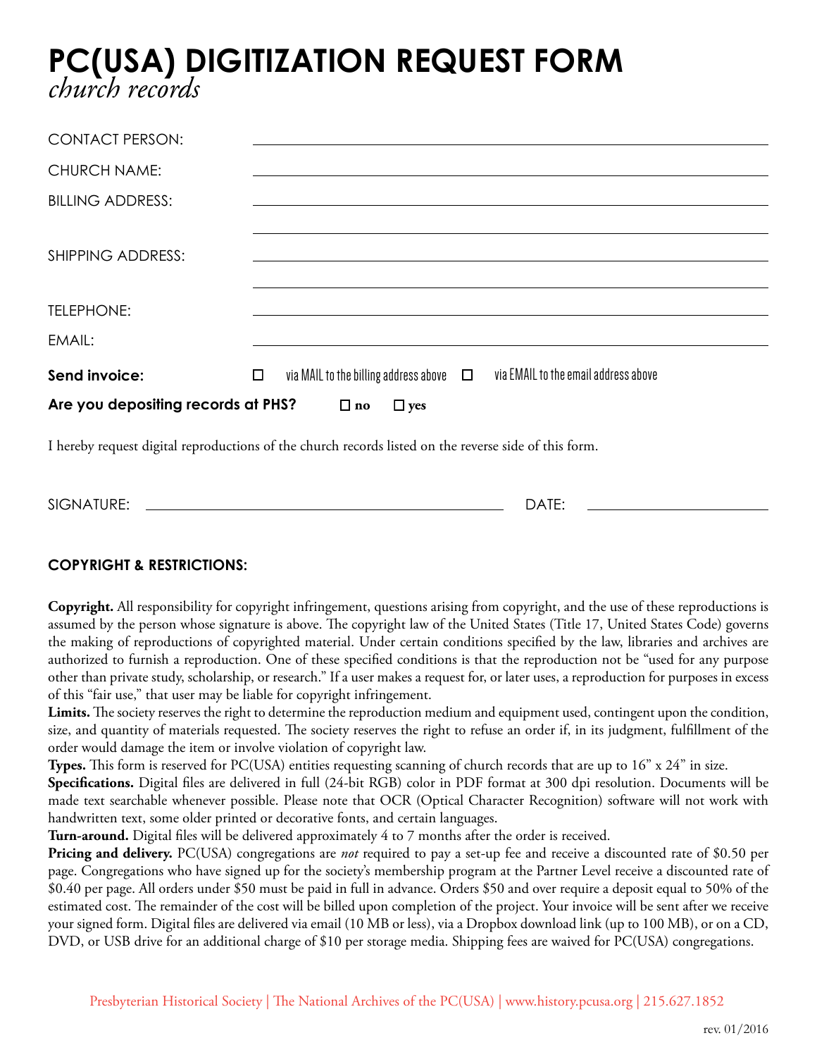# PC(USA) DIGITIZATION REQUEST FORM
*church records*

CONTACT PERSON: ______________________________

CHURCH NAME: ______________________________

BILLING ADDRESS: ______________________________

______________________________

SHIPPING ADDRESS: ______________________________

______________________________

TELEPHONE: ______________________________

EMAIL: ______________________________

**Send invoice:** ☐ via MAIL to the billing address above ☐ via EMAIL to the email address above

**Are you depositing records at PHS?** ☐ **no** ☐ **yes**

I hereby request digital reproductions of the church records listed on the reverse side of this form.

SIGNATURE: ______________________________ DATE: ______________

**COPYRIGHT & RESTRICTIONS:**

**Copyright.** All responsibility for copyright infringement, questions arising from copyright, and the use of these reproductions is assumed by the person whose signature is above. The copyright law of the United States (Title 17, United States Code) governs the making of reproductions of copyrighted material. Under certain conditions specified by the law, libraries and archives are authorized to furnish a reproduction. One of these specified conditions is that the reproduction not be "used for any purpose other than private study, scholarship, or research." If a user makes a request for, or later uses, a reproduction for purposes in excess of this "fair use," that user may be liable for copyright infringement.

**Limits.** The society reserves the right to determine the reproduction medium and equipment used, contingent upon the condition, size, and quantity of materials requested. The society reserves the right to refuse an order if, in its judgment, fulfillment of the order would damage the item or involve violation of copyright law.

**Types.** This form is reserved for PC(USA) entities requesting scanning of church records that are up to 16" x 24" in size.

**Specifications.** Digital files are delivered in full (24-bit RGB) color in PDF format at 300 dpi resolution. Documents will be made text searchable whenever possible. Please note that OCR (Optical Character Recognition) software will not work with handwritten text, some older printed or decorative fonts, and certain languages.

**Turn-around.** Digital files will be delivered approximately 4 to 7 months after the order is received.

**Pricing and delivery.** PC(USA) congregations are *not* required to pay a set-up fee and receive a discounted rate of $0.50 per page. Congregations who have signed up for the society's membership program at the Partner Level receive a discounted rate of $0.40 per page. All orders under $50 must be paid in full in advance. Orders $50 and over require a deposit equal to 50% of the estimated cost. The remainder of the cost will be billed upon completion of the project. Your invoice will be sent after we receive your signed form. Digital files are delivered via email (10 MB or less), via a Dropbox download link (up to 100 MB), or on a CD, DVD, or USB drive for an additional charge of $10 per storage media. Shipping fees are waived for PC(USA) congregations.

Presbyterian Historical Society | The National Archives of the PC(USA) | www.history.pcusa.org | 215.627.1852

rev. 01/2016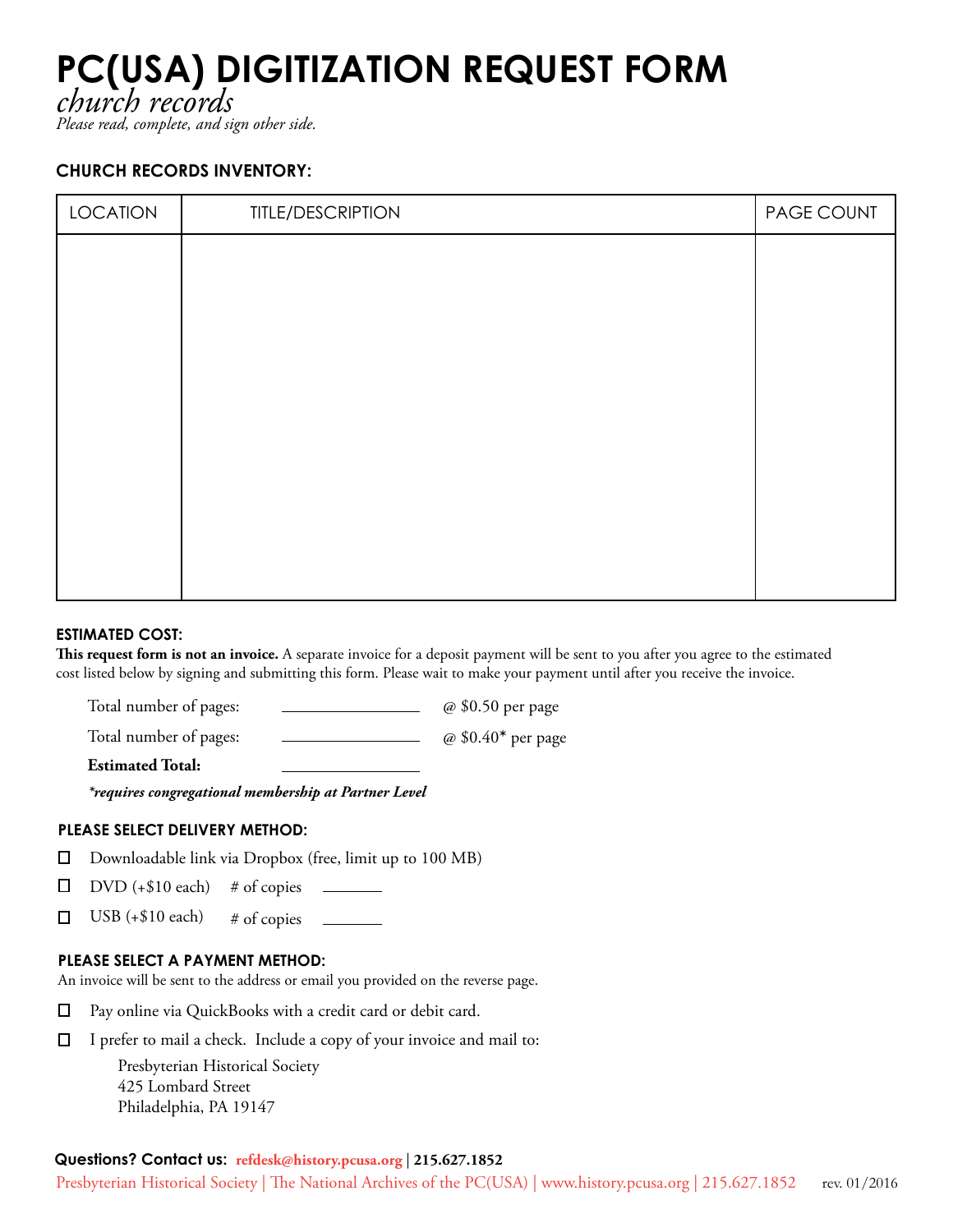# PC(USA) DIGITIZATION REQUEST FORM

*church records*

*Please read, complete, and sign other side.*

## CHURCH RECORDS INVENTORY:

| LOCATION | TITLE/DESCRIPTION | PAGE COUNT |
| --- | --- | --- |
| | | |

## ESTIMATED COST:

**This request form is not an invoice.** A separate invoice for a deposit payment will be sent to you after you agree to the estimated cost listed below by signing and submitting this form. Please wait to make your payment until after you receive the invoice.

Total number of pages: ____________ @ $0.50 per page

Total number of pages: ____________ @ $0.40* per page

**Estimated Total:** ____________

***requires congregational membership at Partner Level*

## PLEASE SELECT DELIVERY METHOD:

- ☐ Downloadable link via Dropbox (free, limit up to 100 MB)
- ☐ DVD (+$10 each) # of copies ______
- ☐ USB (+$10 each) # of copies ______

## PLEASE SELECT A PAYMENT METHOD:

An invoice will be sent to the address or email you provided on the reverse page.

- ☐ Pay online via QuickBooks with a credit card or debit card.
- ☐ I prefer to mail a check. Include a copy of your invoice and mail to:

  Presbyterian Historical Society
  425 Lombard Street
  Philadelphia, PA 19147

**Questions? Contact us:** **refdesk@history.pcusa.org** | **215.627.1852**

Presbyterian Historical Society | The National Archives of the PC(USA) | www.history.pcusa.org | 215.627.1852 rev. 01/2016